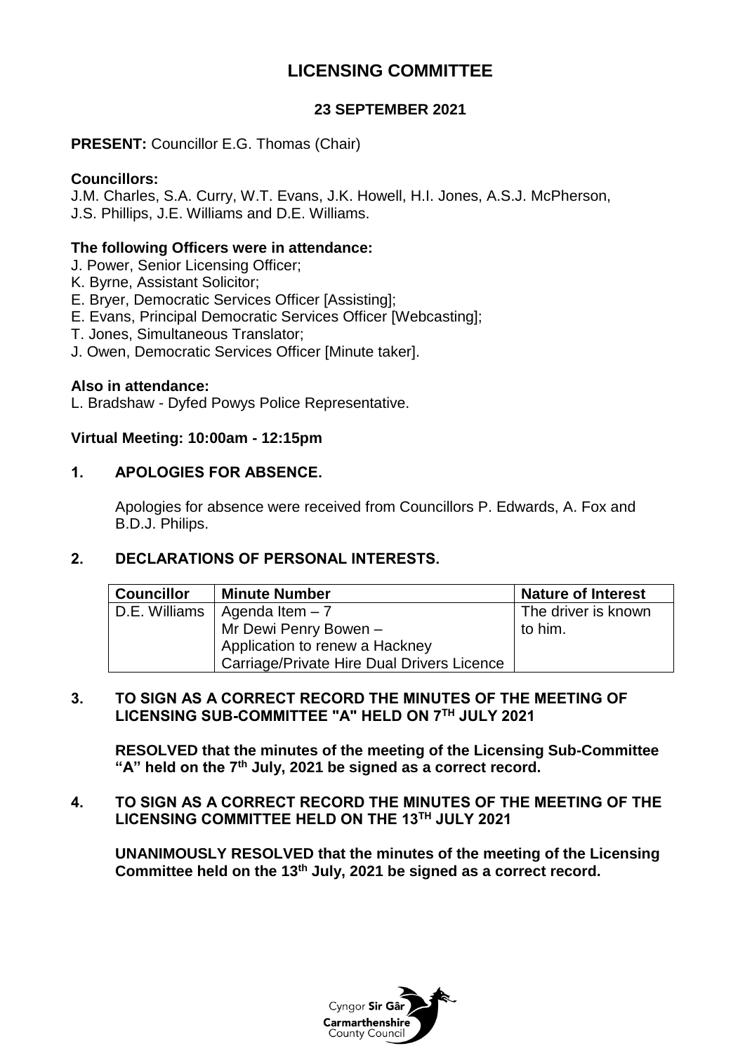# LICENSING COMMITTEE

## 23 SEPTEMBER 2021

**PRESENT:** Councillor E.G. Thomas (Chair)

**Councillors:**
J.M. Charles, S.A. Curry, W.T. Evans, J.K. Howell, H.I. Jones, A.S.J. McPherson, J.S. Phillips, J.E. Williams and D.E. Williams.

**The following Officers were in attendance:**
- J. Power, Senior Licensing Officer;
- K. Byrne, Assistant Solicitor;
- E. Bryer, Democratic Services Officer [Assisting];
- E. Evans, Principal Democratic Services Officer [Webcasting];
- T. Jones, Simultaneous Translator;
- J. Owen, Democratic Services Officer [Minute taker].

**Also in attendance:**
L. Bradshaw - Dyfed Powys Police Representative.

**Virtual Meeting: 10:00am - 12:15pm**

### 1. APOLOGIES FOR ABSENCE.

Apologies for absence were received from Councillors P. Edwards, A. Fox and B.D.J. Philips.

### 2. DECLARATIONS OF PERSONAL INTERESTS.

| Councillor | Minute Number | Nature of Interest |
|---|---|---|
| D.E. Williams | Agenda Item – 7 Mr Dewi Penry Bowen – Application to renew a Hackney Carriage/Private Hire Dual Drivers Licence | The driver is known to him. |

### 3. TO SIGN AS A CORRECT RECORD THE MINUTES OF THE MEETING OF LICENSING SUB-COMMITTEE "A" HELD ON 7TH JULY 2021

**RESOLVED that the minutes of the meeting of the Licensing Sub-Committee "A" held on the 7th July, 2021 be signed as a correct record.**

### 4. TO SIGN AS A CORRECT RECORD THE MINUTES OF THE MEETING OF THE LICENSING COMMITTEE HELD ON THE 13TH JULY 2021

**UNANIMOUSLY RESOLVED that the minutes of the meeting of the Licensing Committee held on the 13th July, 2021 be signed as a correct record.**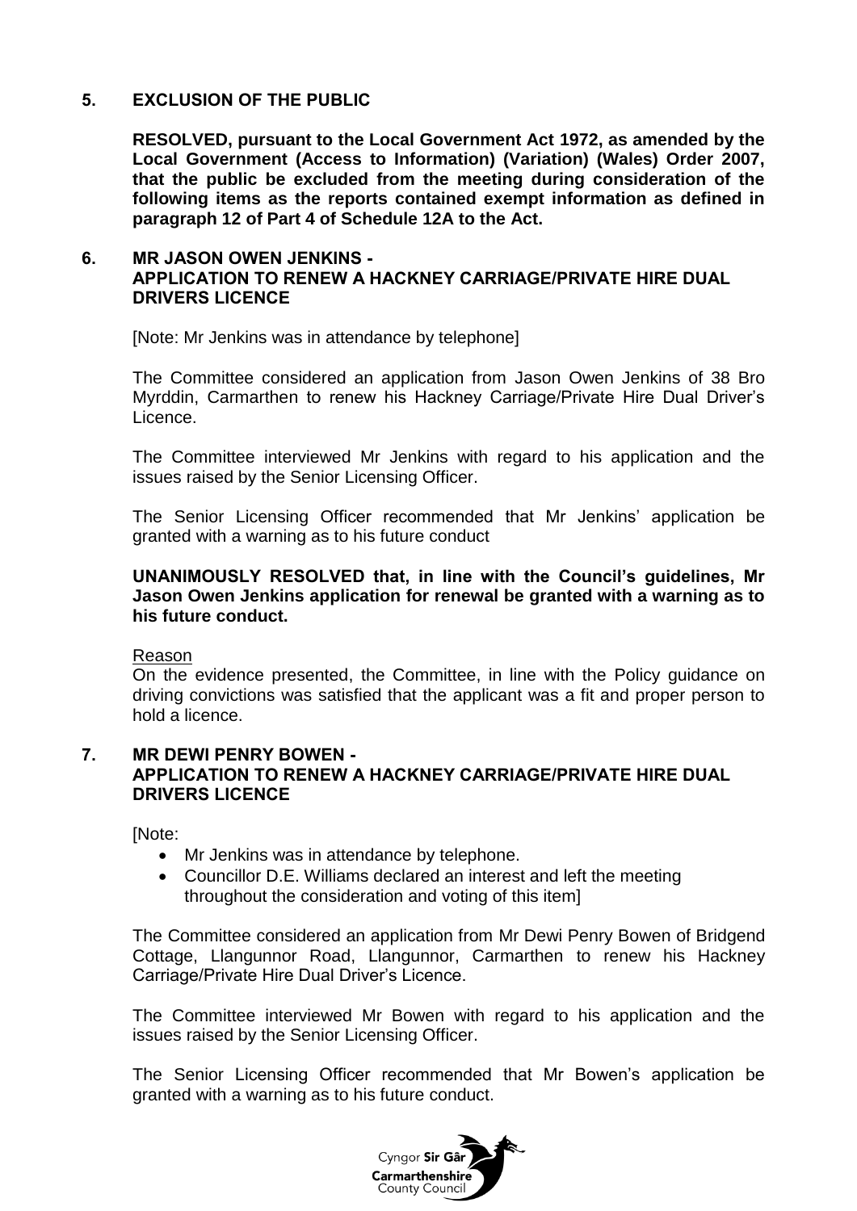## 5. EXCLUSION OF THE PUBLIC

**RESOLVED, pursuant to the Local Government Act 1972, as amended by the Local Government (Access to Information) (Variation) (Wales) Order 2007, that the public be excluded from the meeting during consideration of the following items as the reports contained exempt information as defined in paragraph 12 of Part 4 of Schedule 12A to the Act.**

## 6. MR JASON OWEN JENKINS - APPLICATION TO RENEW A HACKNEY CARRIAGE/PRIVATE HIRE DUAL DRIVERS LICENCE

[Note: Mr Jenkins was in attendance by telephone]

The Committee considered an application from Jason Owen Jenkins of 38 Bro Myrddin, Carmarthen to renew his Hackney Carriage/Private Hire Dual Driver's Licence.

The Committee interviewed Mr Jenkins with regard to his application and the issues raised by the Senior Licensing Officer.

The Senior Licensing Officer recommended that Mr Jenkins' application be granted with a warning as to his future conduct

**UNANIMOUSLY RESOLVED that, in line with the Council's guidelines, Mr Jason Owen Jenkins application for renewal be granted with a warning as to his future conduct.**

<u>Reason</u>
On the evidence presented, the Committee, in line with the Policy guidance on driving convictions was satisfied that the applicant was a fit and proper person to hold a licence.

## 7. MR DEWI PENRY BOWEN - APPLICATION TO RENEW A HACKNEY CARRIAGE/PRIVATE HIRE DUAL DRIVERS LICENCE

[Note:

- Mr Jenkins was in attendance by telephone.
- Councillor D.E. Williams declared an interest and left the meeting throughout the consideration and voting of this item]

The Committee considered an application from Mr Dewi Penry Bowen of Bridgend Cottage, Llangunnor Road, Llangunnor, Carmarthen to renew his Hackney Carriage/Private Hire Dual Driver's Licence.

The Committee interviewed Mr Bowen with regard to his application and the issues raised by the Senior Licensing Officer.

The Senior Licensing Officer recommended that Mr Bowen's application be granted with a warning as to his future conduct.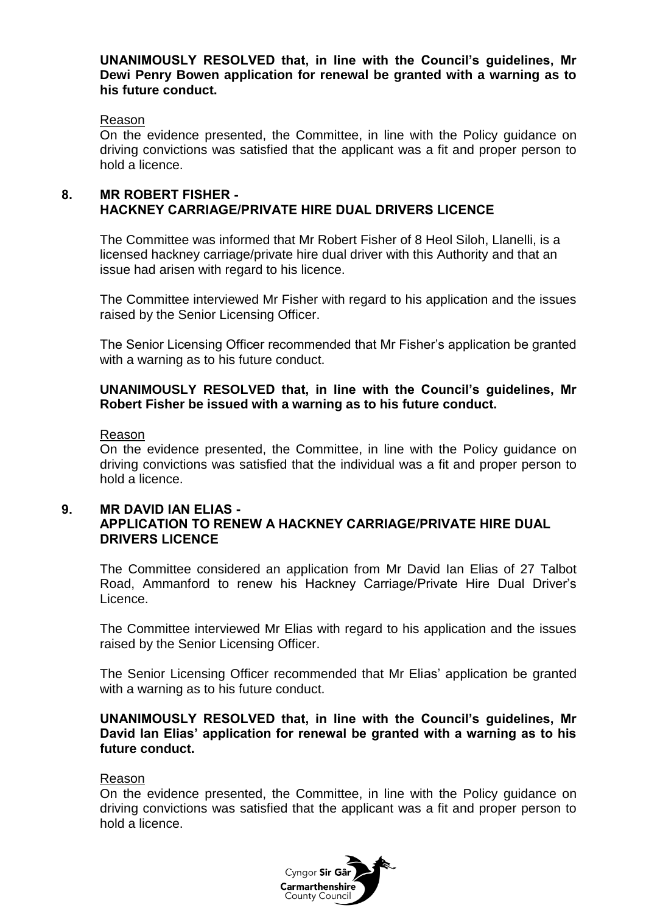**UNANIMOUSLY RESOLVED that, in line with the Council's guidelines, Mr Dewi Penry Bowen application for renewal be granted with a warning as to his future conduct.**

Reason

On the evidence presented, the Committee, in line with the Policy guidance on driving convictions was satisfied that the applicant was a fit and proper person to hold a licence.

## 8. MR ROBERT FISHER - HACKNEY CARRIAGE/PRIVATE HIRE DUAL DRIVERS LICENCE

The Committee was informed that Mr Robert Fisher of 8 Heol Siloh, Llanelli, is a licensed hackney carriage/private hire dual driver with this Authority and that an issue had arisen with regard to his licence.

The Committee interviewed Mr Fisher with regard to his application and the issues raised by the Senior Licensing Officer.

The Senior Licensing Officer recommended that Mr Fisher's application be granted with a warning as to his future conduct.

**UNANIMOUSLY RESOLVED that, in line with the Council's guidelines, Mr Robert Fisher be issued with a warning as to his future conduct.**

Reason

On the evidence presented, the Committee, in line with the Policy guidance on driving convictions was satisfied that the individual was a fit and proper person to hold a licence.

## 9. MR DAVID IAN ELIAS - APPLICATION TO RENEW A HACKNEY CARRIAGE/PRIVATE HIRE DUAL DRIVERS LICENCE

The Committee considered an application from Mr David Ian Elias of 27 Talbot Road, Ammanford to renew his Hackney Carriage/Private Hire Dual Driver's Licence.

The Committee interviewed Mr Elias with regard to his application and the issues raised by the Senior Licensing Officer.

The Senior Licensing Officer recommended that Mr Elias' application be granted with a warning as to his future conduct.

**UNANIMOUSLY RESOLVED that, in line with the Council's guidelines, Mr David Ian Elias' application for renewal be granted with a warning as to his future conduct.**

Reason

On the evidence presented, the Committee, in line with the Policy guidance on driving convictions was satisfied that the applicant was a fit and proper person to hold a licence.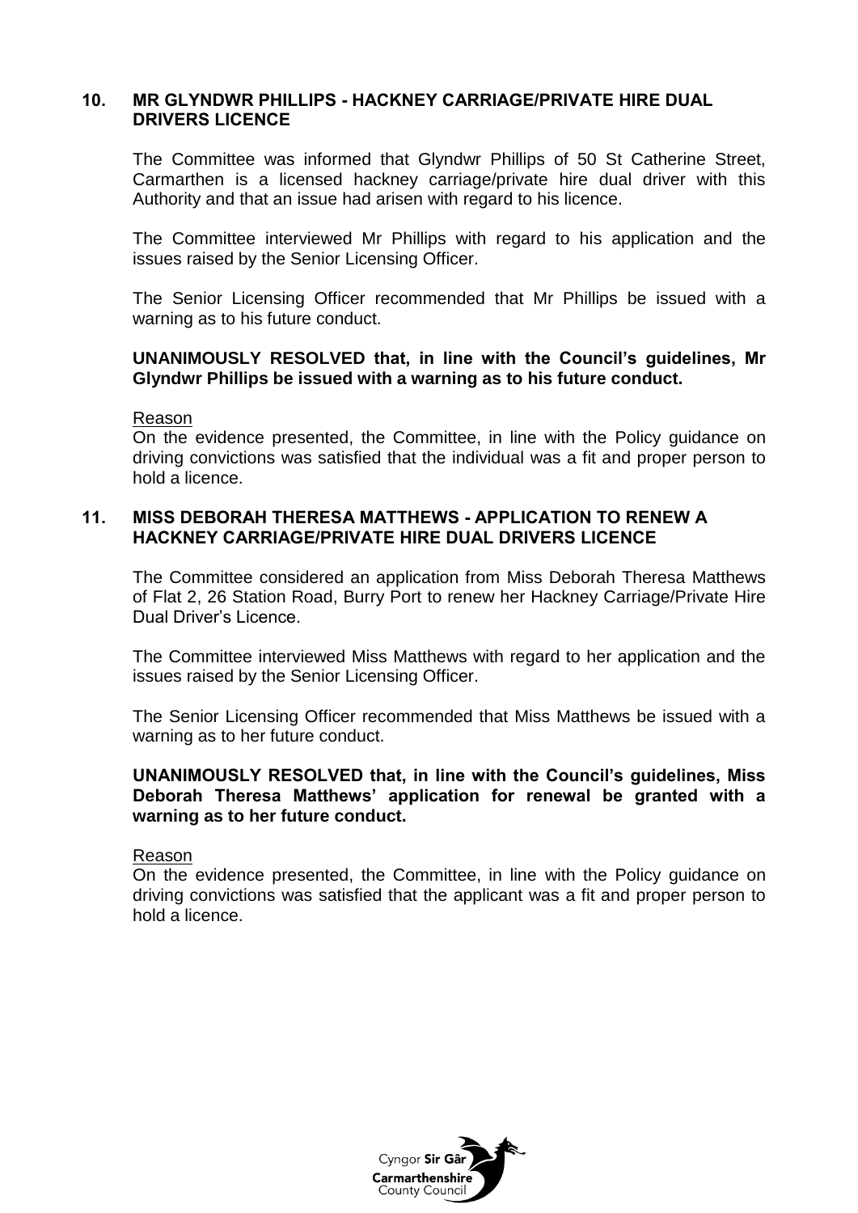## 10. MR GLYNDWR PHILLIPS - HACKNEY CARRIAGE/PRIVATE HIRE DUAL DRIVERS LICENCE

The Committee was informed that Glyndwr Phillips of 50 St Catherine Street, Carmarthen is a licensed hackney carriage/private hire dual driver with this Authority and that an issue had arisen with regard to his licence.

The Committee interviewed Mr Phillips with regard to his application and the issues raised by the Senior Licensing Officer.

The Senior Licensing Officer recommended that Mr Phillips be issued with a warning as to his future conduct.

**UNANIMOUSLY RESOLVED that, in line with the Council's guidelines, Mr Glyndwr Phillips be issued with a warning as to his future conduct.**

Reason

On the evidence presented, the Committee, in line with the Policy guidance on driving convictions was satisfied that the individual was a fit and proper person to hold a licence.

## 11. MISS DEBORAH THERESA MATTHEWS - APPLICATION TO RENEW A HACKNEY CARRIAGE/PRIVATE HIRE DUAL DRIVERS LICENCE

The Committee considered an application from Miss Deborah Theresa Matthews of Flat 2, 26 Station Road, Burry Port to renew her Hackney Carriage/Private Hire Dual Driver's Licence.

The Committee interviewed Miss Matthews with regard to her application and the issues raised by the Senior Licensing Officer.

The Senior Licensing Officer recommended that Miss Matthews be issued with a warning as to her future conduct.

**UNANIMOUSLY RESOLVED that, in line with the Council's guidelines, Miss Deborah Theresa Matthews' application for renewal be granted with a warning as to her future conduct.**

Reason

On the evidence presented, the Committee, in line with the Policy guidance on driving convictions was satisfied that the applicant was a fit and proper person to hold a licence.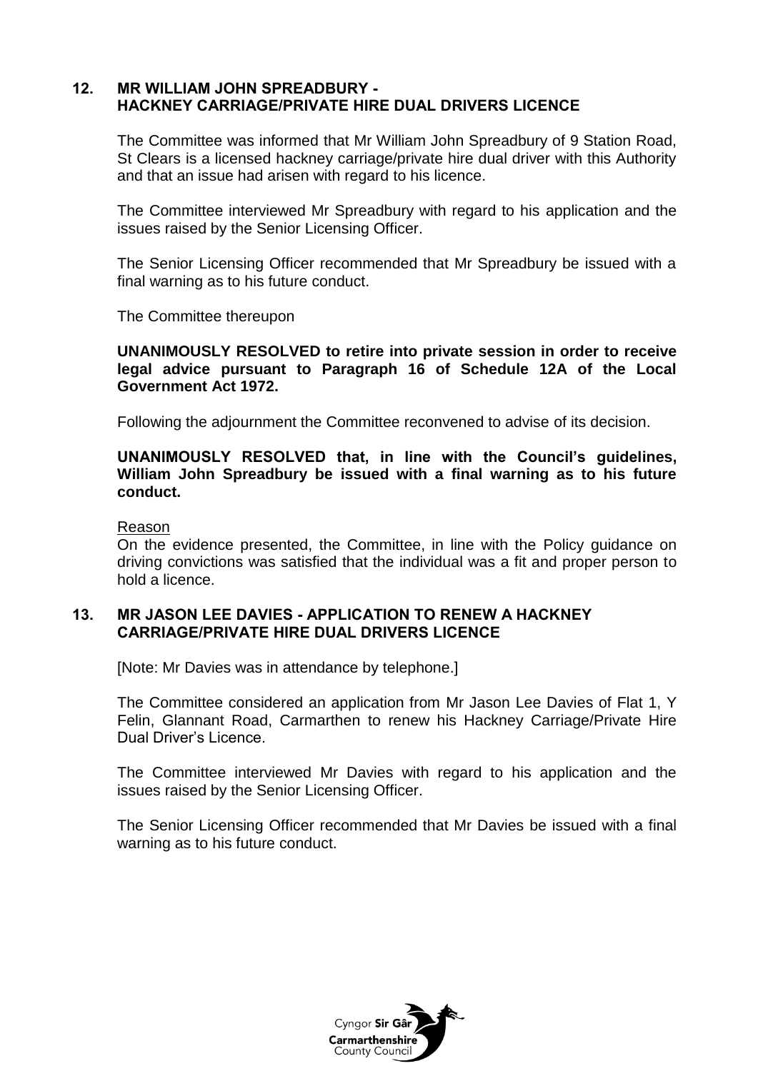## 12. MR WILLIAM JOHN SPREADBURY - HACKNEY CARRIAGE/PRIVATE HIRE DUAL DRIVERS LICENCE

The Committee was informed that Mr William John Spreadbury of 9 Station Road, St Clears is a licensed hackney carriage/private hire dual driver with this Authority and that an issue had arisen with regard to his licence.

The Committee interviewed Mr Spreadbury with regard to his application and the issues raised by the Senior Licensing Officer.

The Senior Licensing Officer recommended that Mr Spreadbury be issued with a final warning as to his future conduct.

The Committee thereupon

**UNANIMOUSLY RESOLVED to retire into private session in order to receive legal advice pursuant to Paragraph 16 of Schedule 12A of the Local Government Act 1972.**

Following the adjournment the Committee reconvened to advise of its decision.

**UNANIMOUSLY RESOLVED that, in line with the Council's guidelines, William John Spreadbury be issued with a final warning as to his future conduct.**

Reason

On the evidence presented, the Committee, in line with the Policy guidance on driving convictions was satisfied that the individual was a fit and proper person to hold a licence.

## 13. MR JASON LEE DAVIES - APPLICATION TO RENEW A HACKNEY CARRIAGE/PRIVATE HIRE DUAL DRIVERS LICENCE

[Note: Mr Davies was in attendance by telephone.]

The Committee considered an application from Mr Jason Lee Davies of Flat 1, Y Felin, Glannant Road, Carmarthen to renew his Hackney Carriage/Private Hire Dual Driver's Licence.

The Committee interviewed Mr Davies with regard to his application and the issues raised by the Senior Licensing Officer.

The Senior Licensing Officer recommended that Mr Davies be issued with a final warning as to his future conduct.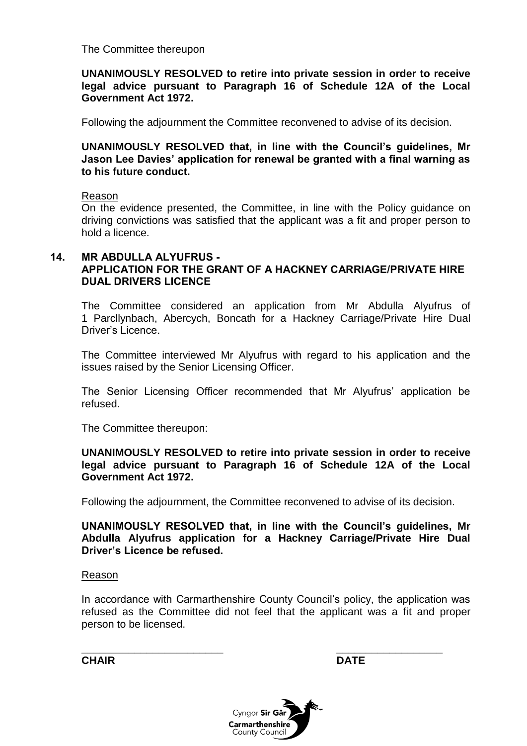The Committee thereupon

**UNANIMOUSLY RESOLVED to retire into private session in order to receive legal advice pursuant to Paragraph 16 of Schedule 12A of the Local Government Act 1972.**

Following the adjournment the Committee reconvened to advise of its decision.

**UNANIMOUSLY RESOLVED that, in line with the Council's guidelines, Mr Jason Lee Davies' application for renewal be granted with a final warning as to his future conduct.**

Reason

On the evidence presented, the Committee, in line with the Policy guidance on driving convictions was satisfied that the applicant was a fit and proper person to hold a licence.

## 14. MR ABDULLA ALYUFRUS - APPLICATION FOR THE GRANT OF A HACKNEY CARRIAGE/PRIVATE HIRE DUAL DRIVERS LICENCE

The Committee considered an application from Mr Abdulla Alyufrus of 1 Parcllynbach, Abercych, Boncath for a Hackney Carriage/Private Hire Dual Driver's Licence.

The Committee interviewed Mr Alyufrus with regard to his application and the issues raised by the Senior Licensing Officer.

The Senior Licensing Officer recommended that Mr Alyufrus' application be refused.

The Committee thereupon:

**UNANIMOUSLY RESOLVED to retire into private session in order to receive legal advice pursuant to Paragraph 16 of Schedule 12A of the Local Government Act 1972.**

Following the adjournment, the Committee reconvened to advise of its decision.

**UNANIMOUSLY RESOLVED that, in line with the Council's guidelines, Mr Abdulla Alyufrus application for a Hackney Carriage/Private Hire Dual Driver's Licence be refused.**

Reason

In accordance with Carmarthenshire County Council's policy, the application was refused as the Committee did not feel that the applicant was a fit and proper person to be licensed.

________________________ ________________________

**CHAIR** **DATE**